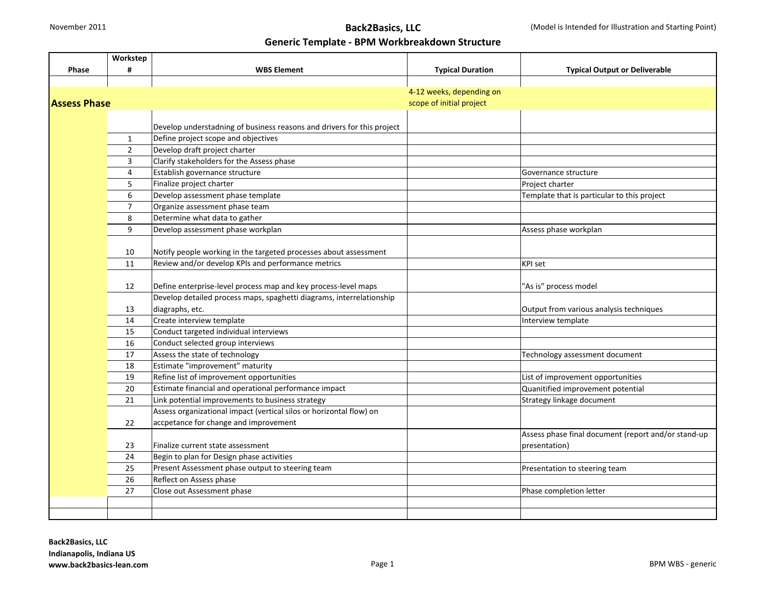November 2011

# Back2Basics, LLC

## Generic Template - BPM Workbreakdown Structure

(Model is Intended for Illustration and Starting Point)

| Phase | Workstep # | WBS Element | Typical Duration | Typical Output or Deliverable |
|---|---|---|---|---|
| | | | | |
| **Assess Phase** | | | 4-12 weeks, depending on scope of initial project | |
| | | Develop understadning of business reasons and drivers for this project | | |
| | 1 | Define project scope and objectives | | |
| | 2 | Develop draft project charter | | |
| | 3 | Clarify stakeholders for the Assess phase | | |
| | 4 | Establish governance structure | | Governance structure |
| | 5 | Finalize project charter | | Project charter |
| | 6 | Develop assessment phase template | | Template that is particular to this project |
| | 7 | Organize assessment phase team | | |
| | 8 | Determine what data to gather | | |
| | 9 | Develop assessment phase workplan | | Assess phase workplan |
| | 10 | Notify people working in the targeted processes about assessment | | |
| | 11 | Review and/or develop KPIs and performance metrics | | KPI set |
| | 12 | Define enterprise-level process map and key process-level maps | | "As is" process model |
| | 13 | Develop detailed process maps, spaghetti diagrams, interrelationship diagraphs, etc. | | Output from various analysis techniques |
| | 14 | Create interview template | | Interview template |
| | 15 | Conduct targeted individual interviews | | |
| | 16 | Conduct selected group interviews | | |
| | 17 | Assess the state of technology | | Technology assessment document |
| | 18 | Estimate "improvement" maturity | | |
| | 19 | Refine list of improvement opportunities | | List of improvement opportunities |
| | 20 | Estimate financial and operational performance impact | | Quanitified improvement potential |
| | 21 | Link potential improvements to business strategy | | Strategy linkage document |
| | 22 | Assess organizational impact (vertical silos or horizontal flow) on accpetance for change and improvement | | |
| | 23 | Finalize current state assessment | | Assess phase final document (report and/or stand-up presentation) |
| | 24 | Begin to plan for Design phase activities | | |
| | 25 | Present Assessment phase output to steering team | | Presentation to steering team |
| | 26 | Reflect on Assess phase | | |
| | 27 | Close out Assessment phase | | Phase completion letter |
| | | | | |
| | | | | |

**Back2Basics, LLC**
**Indianapolis, Indiana US**
**www.back2basics-lean.com**

BPM WBS - generic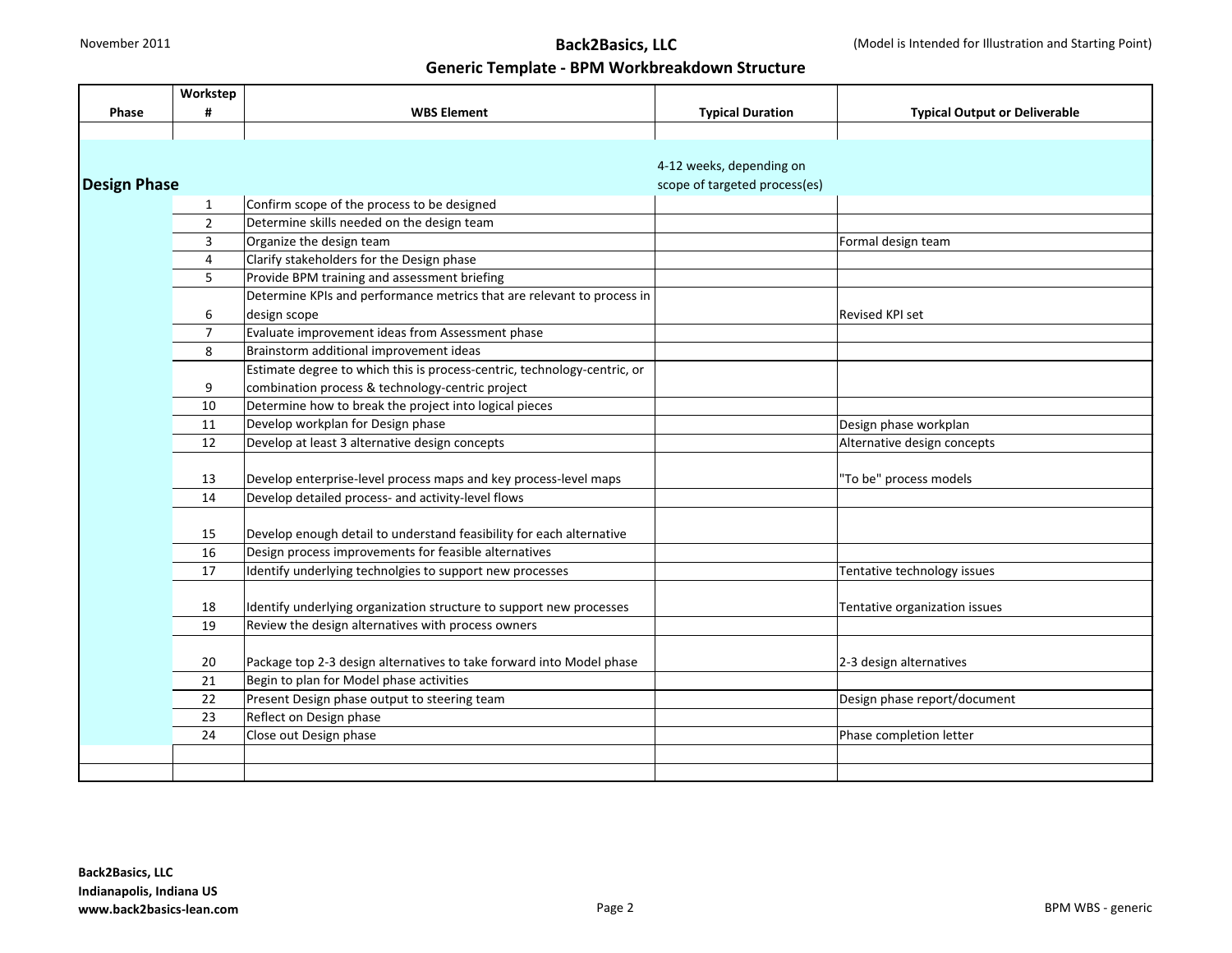**Generic Template - BPM Workbreakdown Structure**

| Phase | Workstep # | WBS Element | Typical Duration | Typical Output or Deliverable |
|---|---|---|---|---|
| **Design Phase** | | | 4-12 weeks, depending on scope of targeted process(es) | |
| | 1 | Confirm scope of the process to be designed | | |
| | 2 | Determine skills needed on the design team | | |
| | 3 | Organize the design team | | Formal design team |
| | 4 | Clarify stakeholders for the Design phase | | |
| | 5 | Provide BPM training and assessment briefing | | |
| | 6 | Determine KPIs and performance metrics that are relevant to process in design scope | | Revised KPI set |
| | 7 | Evaluate improvement ideas from Assessment phase | | |
| | 8 | Brainstorm additional improvement ideas | | |
| | 9 | Estimate degree to which this is process-centric, technology-centric, or combination process & technology-centric project | | |
| | 10 | Determine how to break the project into logical pieces | | |
| | 11 | Develop workplan for Design phase | | Design phase workplan |
| | 12 | Develop at least 3 alternative design concepts | | Alternative design concepts |
| | 13 | Develop enterprise-level process maps and key process-level maps | | "To be" process models |
| | 14 | Develop detailed process- and activity-level flows | | |
| | 15 | Develop enough detail to understand feasibility for each alternative | | |
| | 16 | Design process improvements for feasible alternatives | | |
| | 17 | Identify underlying technolgies to support new processes | | Tentative technology issues |
| | 18 | Identify underlying organization structure to support new processes | | Tentative organization issues |
| | 19 | Review the design alternatives with process owners | | |
| | 20 | Package top 2-3 design alternatives to take forward into Model phase | | 2-3 design alternatives |
| | 21 | Begin to plan for Model phase activities | | |
| | 22 | Present Design phase output to steering team | | Design phase report/document |
| | 23 | Reflect on Design phase | | |
| | 24 | Close out Design phase | | Phase completion letter |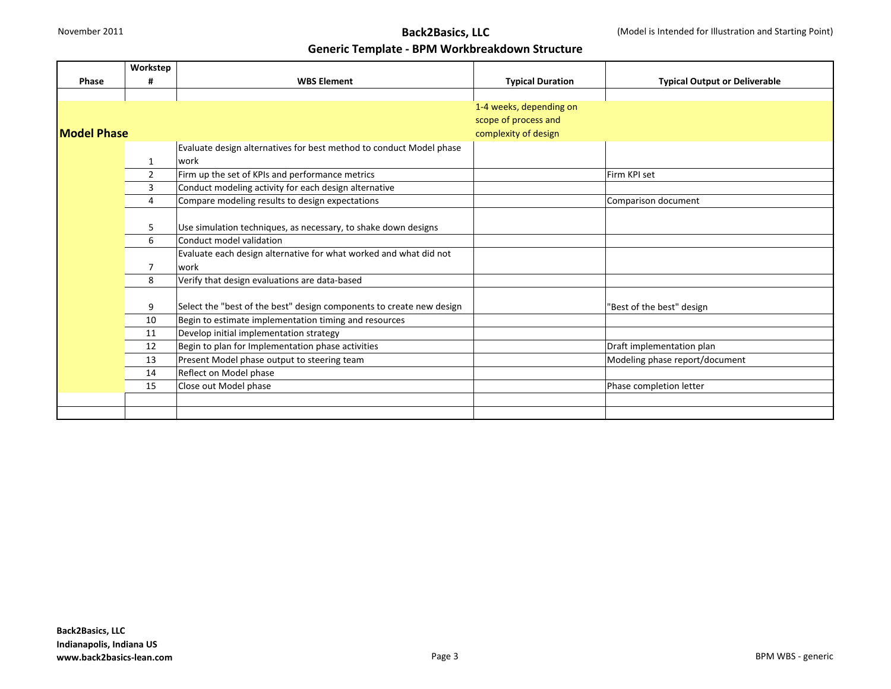**Back2Basics, LLC**

**Generic Template - BPM Workbreakdown Structure**

(Model is Intended for Illustration and Starting Point)

November 2011

| Phase | Workstep # | WBS Element | Typical Duration | Typical Output or Deliverable |
|---|---|---|---|---|
| | | | | |
| **Model Phase** | | | 1-4 weeks, depending on scope of process and complexity of design | |
| | 1 | Evaluate design alternatives for best method to conduct Model phase work | | |
| | 2 | Firm up the set of KPIs and performance metrics | | Firm KPI set |
| | 3 | Conduct modeling activity for each design alternative | | |
| | 4 | Compare modeling results to design expectations | | Comparison document |
| | 5 | Use simulation techniques, as necessary, to shake down designs | | |
| | 6 | Conduct model validation | | |
| | 7 | Evaluate each design alternative for what worked and what did not work | | |
| | 8 | Verify that design evaluations are data-based | | |
| | 9 | Select the "best of the best" design components to create new design | | "Best of the best" design |
| | 10 | Begin to estimate implementation timing and resources | | |
| | 11 | Develop initial implementation strategy | | |
| | 12 | Begin to plan for Implementation phase activities | | Draft implementation plan |
| | 13 | Present Model phase output to steering team | | Modeling phase report/document |
| | 14 | Reflect on Model phase | | |
| | 15 | Close out Model phase | | Phase completion letter |
| | | | | |
| | | | | |

**Back2Basics, LLC**
**Indianapolis, Indiana US**
**www.back2basics-lean.com**

BPM WBS - generic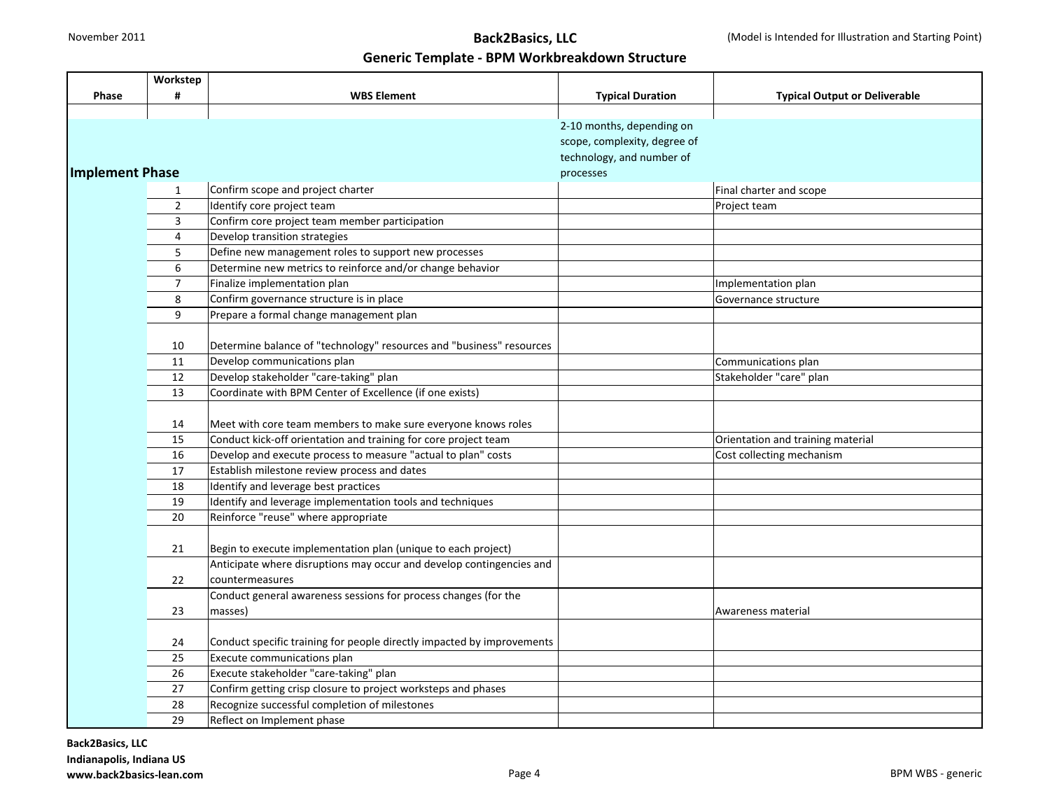# Back2Basics, LLC

## Generic Template - BPM Workbreakdown Structure

(Model is Intended for Illustration and Starting Point)

| Phase | Workstep # | WBS Element | Typical Duration | Typical Output or Deliverable |
|---|---|---|---|---|
| | | | | |
| **Implement Phase** | | | 2-10 months, depending on scope, complexity, degree of technology, and number of processes | |
| | 1 | Confirm scope and project charter | | Final charter and scope |
| | 2 | Identify core project team | | Project team |
| | 3 | Confirm core project team member participation | | |
| | 4 | Develop transition strategies | | |
| | 5 | Define new management roles to support new processes | | |
| | 6 | Determine new metrics to reinforce and/or change behavior | | |
| | 7 | Finalize implementation plan | | Implementation plan |
| | 8 | Confirm governance structure is in place | | Governance structure |
| | 9 | Prepare a formal change management plan | | |
| | 10 | Determine balance of "technology" resources and "business" resources | | |
| | 11 | Develop communications plan | | Communications plan |
| | 12 | Develop stakeholder "care-taking" plan | | Stakeholder "care" plan |
| | 13 | Coordinate with BPM Center of Excellence (if one exists) | | |
| | 14 | Meet with core team members to make sure everyone knows roles | | |
| | 15 | Conduct kick-off orientation and training for core project team | | Orientation and training material |
| | 16 | Develop and execute process to measure "actual to plan" costs | | Cost collecting mechanism |
| | 17 | Establish milestone review process and dates | | |
| | 18 | Identify and leverage best practices | | |
| | 19 | Identify and leverage implementation tools and techniques | | |
| | 20 | Reinforce "reuse" where appropriate | | |
| | 21 | Begin to execute implementation plan (unique to each project) | | |
| | 22 | Anticipate where disruptions may occur and develop contingencies and countermeasures | | |
| | 23 | Conduct general awareness sessions for process changes (for the masses) | | Awareness material |
| | 24 | Conduct specific training for people directly impacted by improvements | | |
| | 25 | Execute communications plan | | |
| | 26 | Execute stakeholder "care-taking" plan | | |
| | 27 | Confirm getting crisp closure to project worksteps and phases | | |
| | 28 | Recognize successful completion of milestones | | |
| | 29 | Reflect on Implement phase | | |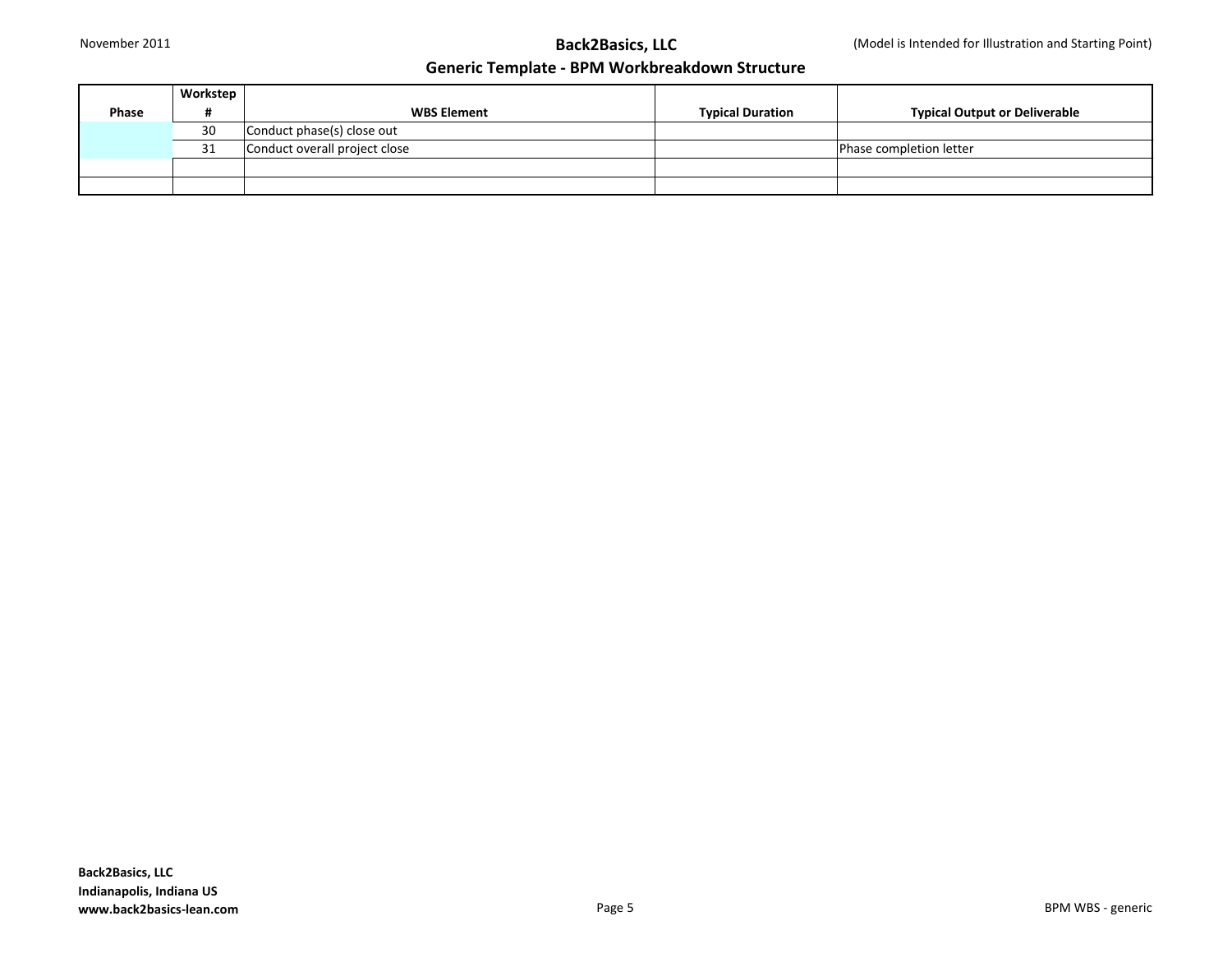| Phase | Workstep # | WBS Element | Typical Duration | Typical Output or Deliverable |
| --- | --- | --- | --- | --- |
| | 30 | Conduct phase(s) close out | | |
| | 31 | Conduct overall project close | | Phase completion letter |
| | | | | |
| | | | | |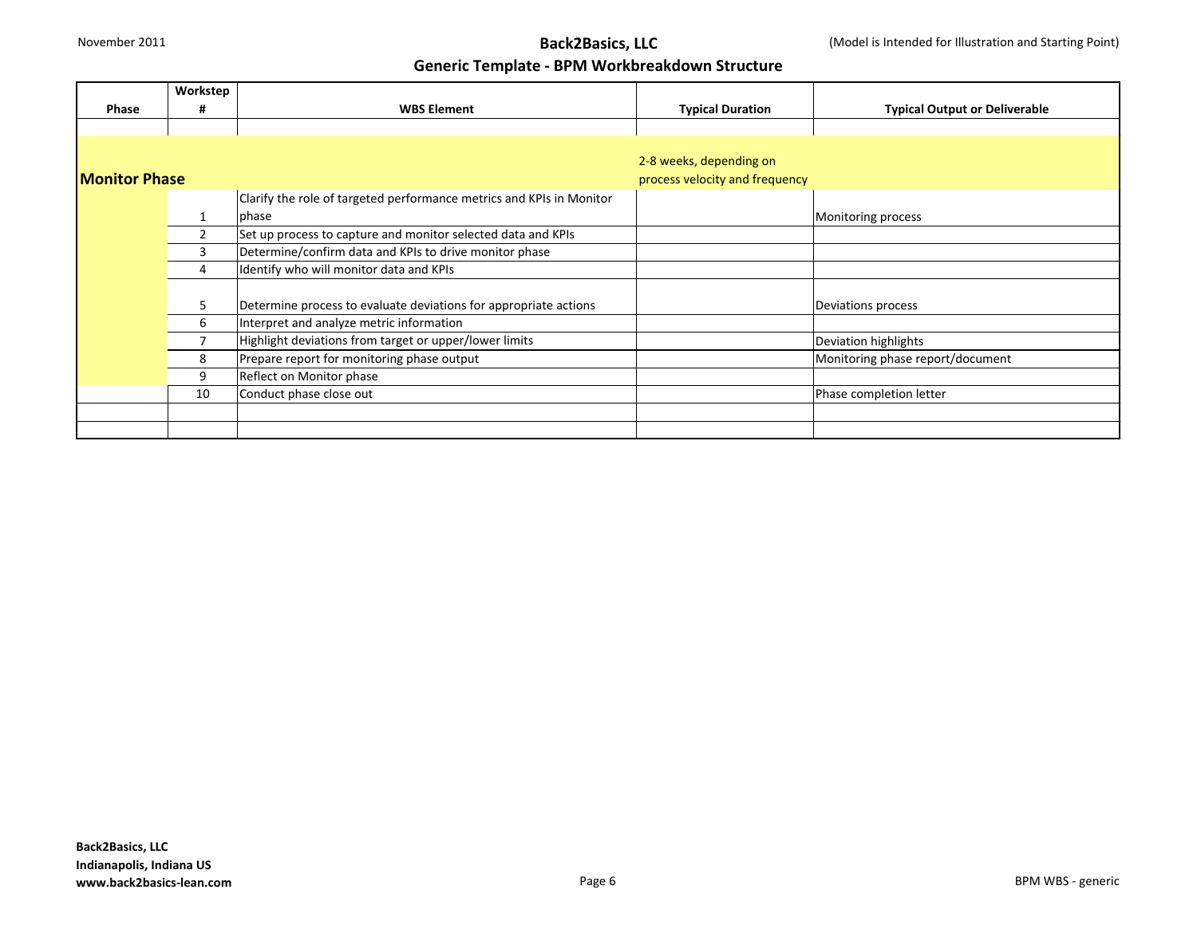## Back2Basics, LLC

### Generic Template - BPM Workbreakdown Structure

(Model is Intended for Illustration and Starting Point)

| Phase | Workstep # | WBS Element | Typical Duration | Typical Output or Deliverable |
|---|---|---|---|---|
| | | | | |
| **Monitor Phase** | | | 2-8 weeks, depending on process velocity and frequency | |
| | 1 | Clarify the role of targeted performance metrics and KPIs in Monitor phase | | Monitoring process |
| | 2 | Set up process to capture and monitor selected data and KPIs | | |
| | 3 | Determine/confirm data and KPIs to drive monitor phase | | |
| | 4 | Identify who will monitor data and KPIs | | |
| | 5 | Determine process to evaluate deviations for appropriate actions | | Deviations process |
| | 6 | Interpret and analyze metric information | | |
| | 7 | Highlight deviations from target or upper/lower limits | | Deviation highlights |
| | 8 | Prepare report for monitoring phase output | | Monitoring phase report/document |
| | 9 | Reflect on Monitor phase | | |
| | 10 | Conduct phase close out | | Phase completion letter |
| | | | | |
| | | | | |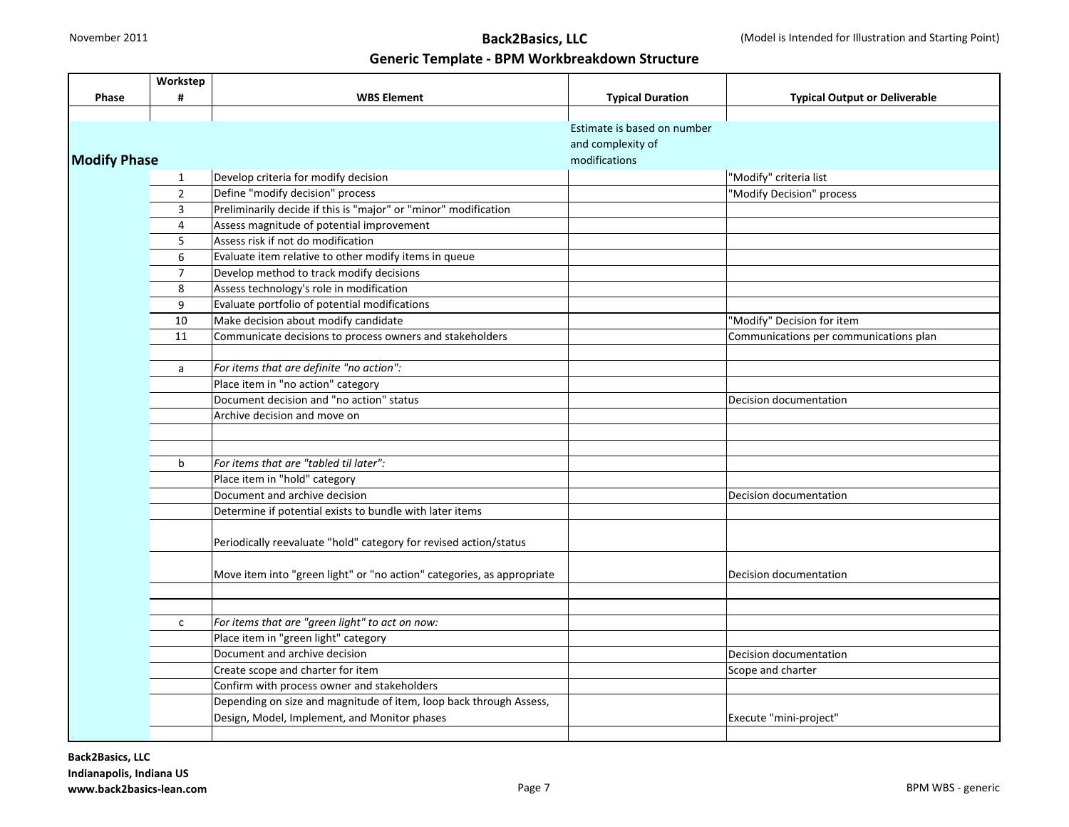# Generic Template - BPM Workbreakdown Structure

(Model is Intended for Illustration and Starting Point)

| Phase | Workstep # | WBS Element | Typical Duration | Typical Output or Deliverable |
|---|---|---|---|---|
| | | | | |
| **Modify Phase** | | | Estimate is based on number and complexity of modifications | |
| | 1 | Develop criteria for modify decision | | "Modify" criteria list |
| | 2 | Define "modify decision" process | | "Modify Decision" process |
| | 3 | Preliminarily decide if this is "major" or "minor" modification | | |
| | 4 | Assess magnitude of potential improvement | | |
| | 5 | Assess risk if not do modification | | |
| | 6 | Evaluate item relative to other modify items in queue | | |
| | 7 | Develop method to track modify decisions | | |
| | 8 | Assess technology's role in modification | | |
| | 9 | Evaluate portfolio of potential modifications | | |
| | 10 | Make decision about modify candidate | | "Modify" Decision for item |
| | 11 | Communicate decisions to process owners and stakeholders | | Communications per communications plan |
| | | | | |
| | a | *For items that are definite "no action":* | | |
| | | Place item in "no action" category | | |
| | | Document decision and "no action" status | | Decision documentation |
| | | Archive decision and move on | | |
| | | | | |
| | | | | |
| | b | *For items that are "tabled til later":* | | |
| | | Place item in "hold" category | | |
| | | Document and archive decision | | Decision documentation |
| | | Determine if potential exists to bundle with later items | | |
| | | Periodically reevaluate "hold" category for revised action/status | | |
| | | Move item into "green light" or "no action" categories, as appropriate | | Decision documentation |
| | | | | |
| | | | | |
| | c | *For items that are "green light" to act on now:* | | |
| | | Place item in "green light" category | | |
| | | Document and archive decision | | Decision documentation |
| | | Create scope and charter for item | | Scope and charter |
| | | Confirm with process owner and stakeholders | | |
| | | Depending on size and magnitude of item, loop back through Assess, Design, Model, Implement, and Monitor phases | | Execute "mini-project" |
| | | | | |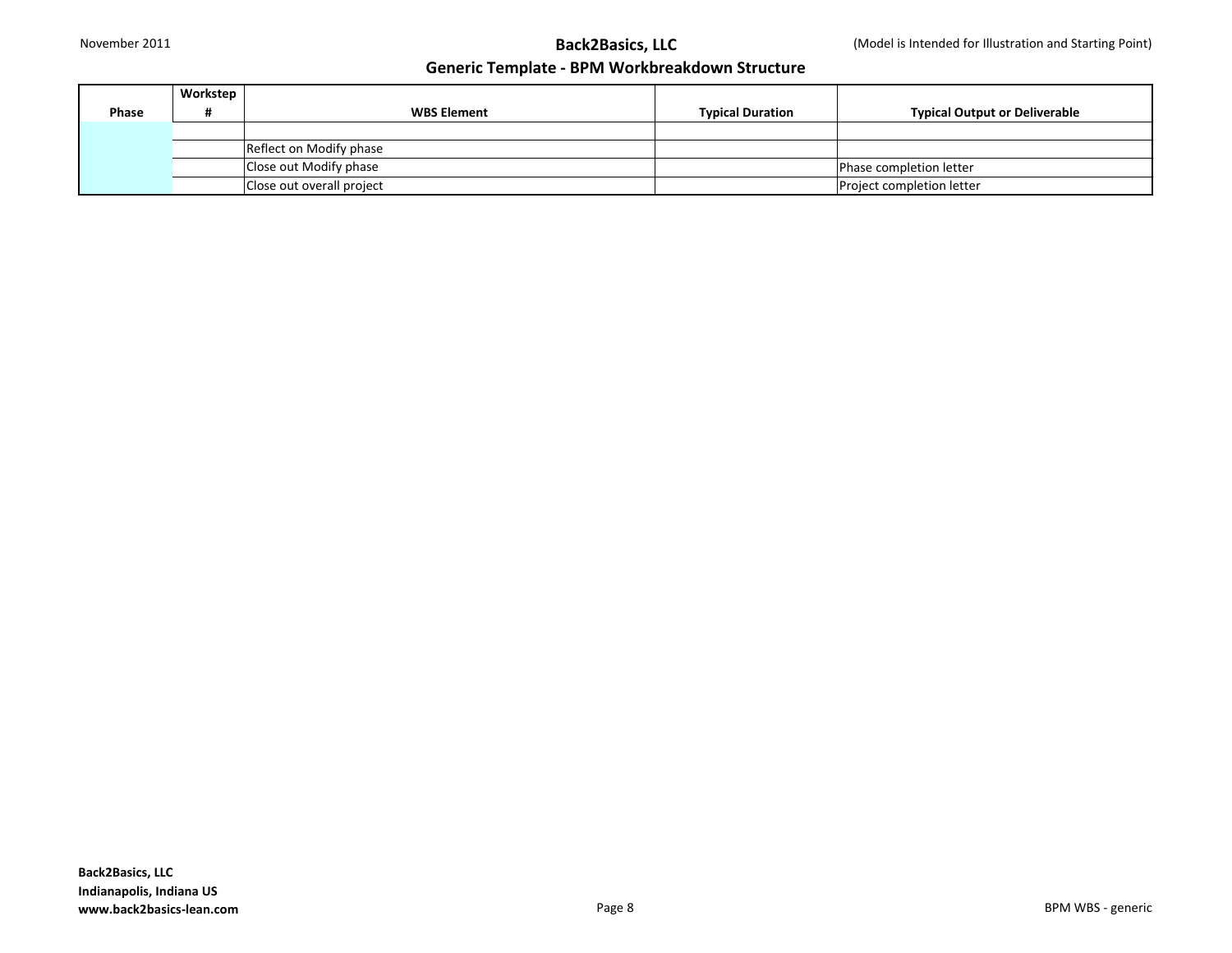| Phase | Workstep # | WBS Element | Typical Duration | Typical Output or Deliverable |
|---|---|---|---|---|
| | | | | |
| | | Reflect on Modify phase | | |
| | | Close out Modify phase | | Phase completion letter |
| | | Close out overall project | | Project completion letter |